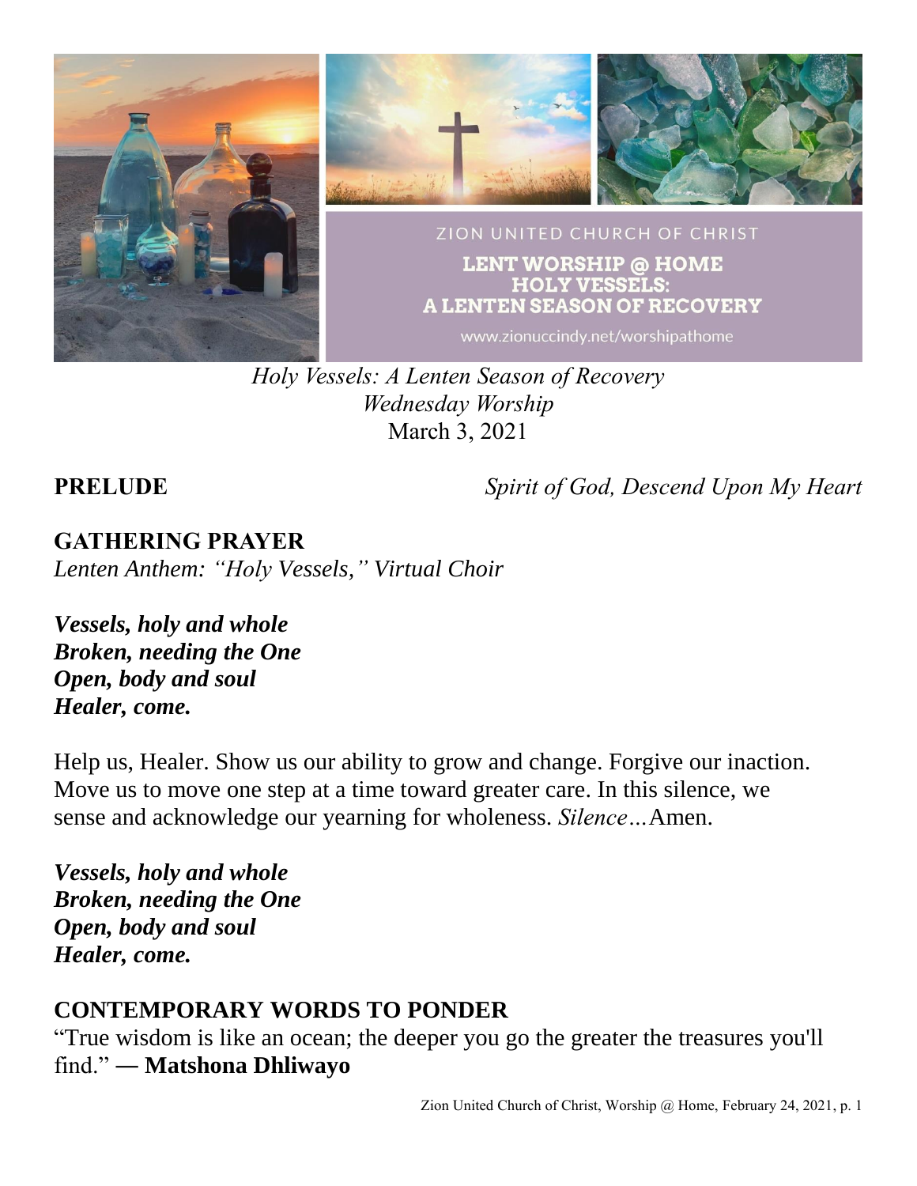ZION UNITED CHURCH OF CHRIST

LENT WORSHIP @ HOME
HOLY VESSELS:
A LENTEN SEASON OF RECOVERY

www.zionuccindy.net/worshipathome

*Holy Vessels: A Lenten Season of Recovery*
*Wednesday Worship*
March 3, 2021

**PRELUDE** *Spirit of God, Descend Upon My Heart*

## GATHERING PRAYER

*Lenten Anthem: "Holy Vessels," Virtual Choir*

***Vessels, holy and whole***
***Broken, needing the One***
***Open, body and soul***
***Healer, come.***

Help us, Healer. Show us our ability to grow and change. Forgive our inaction. Move us to move one step at a time toward greater care. In this silence, we sense and acknowledge our yearning for wholeness. *Silence…*Amen.

***Vessels, holy and whole***
***Broken, needing the One***
***Open, body and soul***
***Healer, come.***

## CONTEMPORARY WORDS TO PONDER

"True wisdom is like an ocean; the deeper you go the greater the treasures you'll find." **— Matshona Dhliwayo**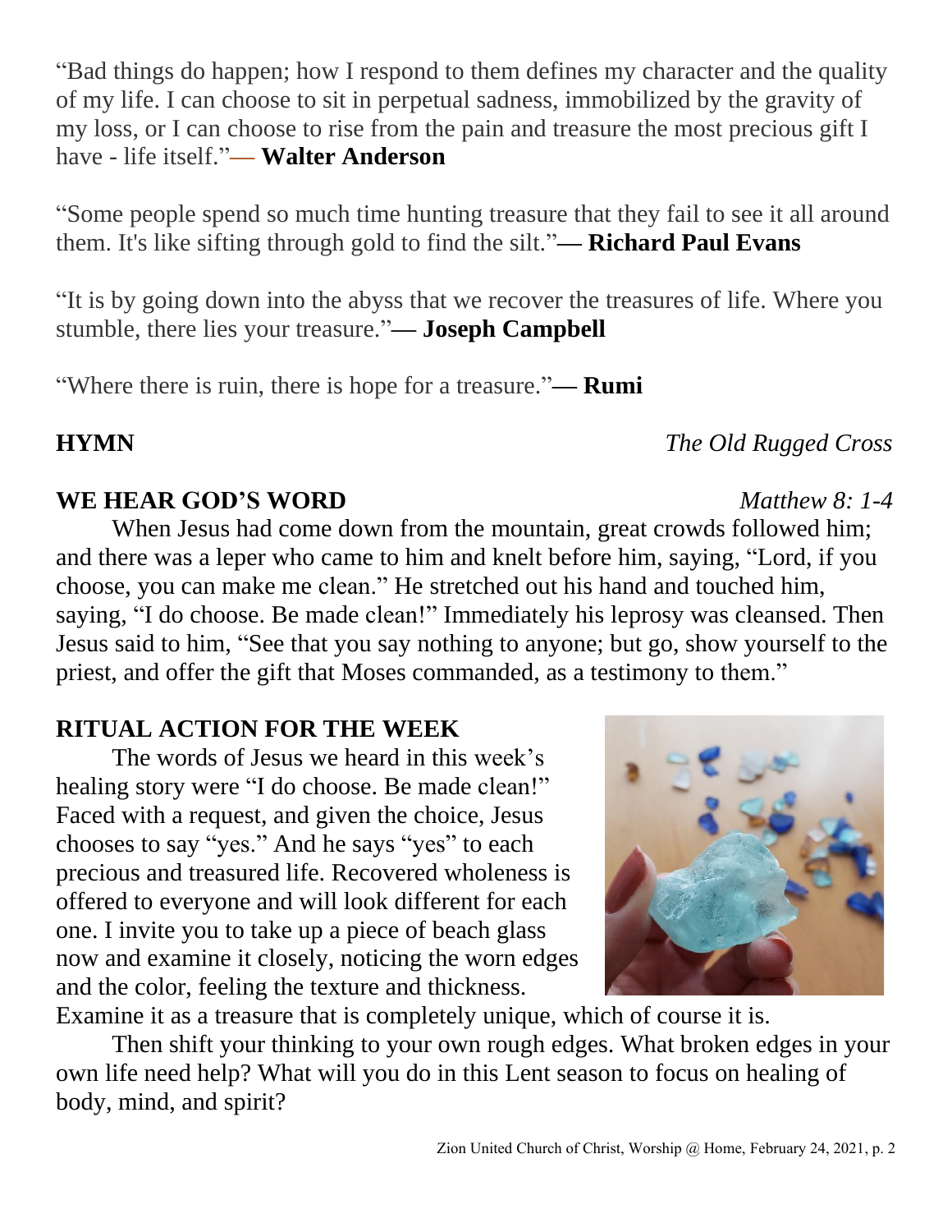"Bad things do happen; how I respond to them defines my character and the quality of my life. I can choose to sit in perpetual sadness, immobilized by the gravity of my loss, or I can choose to rise from the pain and treasure the most precious gift I have - life itself."— **Walter Anderson**

"Some people spend so much time hunting treasure that they fail to see it all around them. It's like sifting through gold to find the silt."**— Richard Paul Evans**

"It is by going down into the abyss that we recover the treasures of life. Where you stumble, there lies your treasure."**— Joseph Campbell**

"Where there is ruin, there is hope for a treasure."**— Rumi**

**HYMN** *The Old Rugged Cross*

**WE HEAR GOD'S WORD** *Matthew 8: 1-4*

When Jesus had come down from the mountain, great crowds followed him; and there was a leper who came to him and knelt before him, saying, "Lord, if you choose, you can make me clean." He stretched out his hand and touched him, saying, "I do choose. Be made clean!" Immediately his leprosy was cleansed. Then Jesus said to him, "See that you say nothing to anyone; but go, show yourself to the priest, and offer the gift that Moses commanded, as a testimony to them."

**RITUAL ACTION FOR THE WEEK**

The words of Jesus we heard in this week's healing story were "I do choose. Be made clean!" Faced with a request, and given the choice, Jesus chooses to say "yes." And he says "yes" to each precious and treasured life. Recovered wholeness is offered to everyone and will look different for each one. I invite you to take up a piece of beach glass now and examine it closely, noticing the worn edges and the color, feeling the texture and thickness. Examine it as a treasure that is completely unique, which of course it is.

Then shift your thinking to your own rough edges. What broken edges in your own life need help? What will you do in this Lent season to focus on healing of body, mind, and spirit?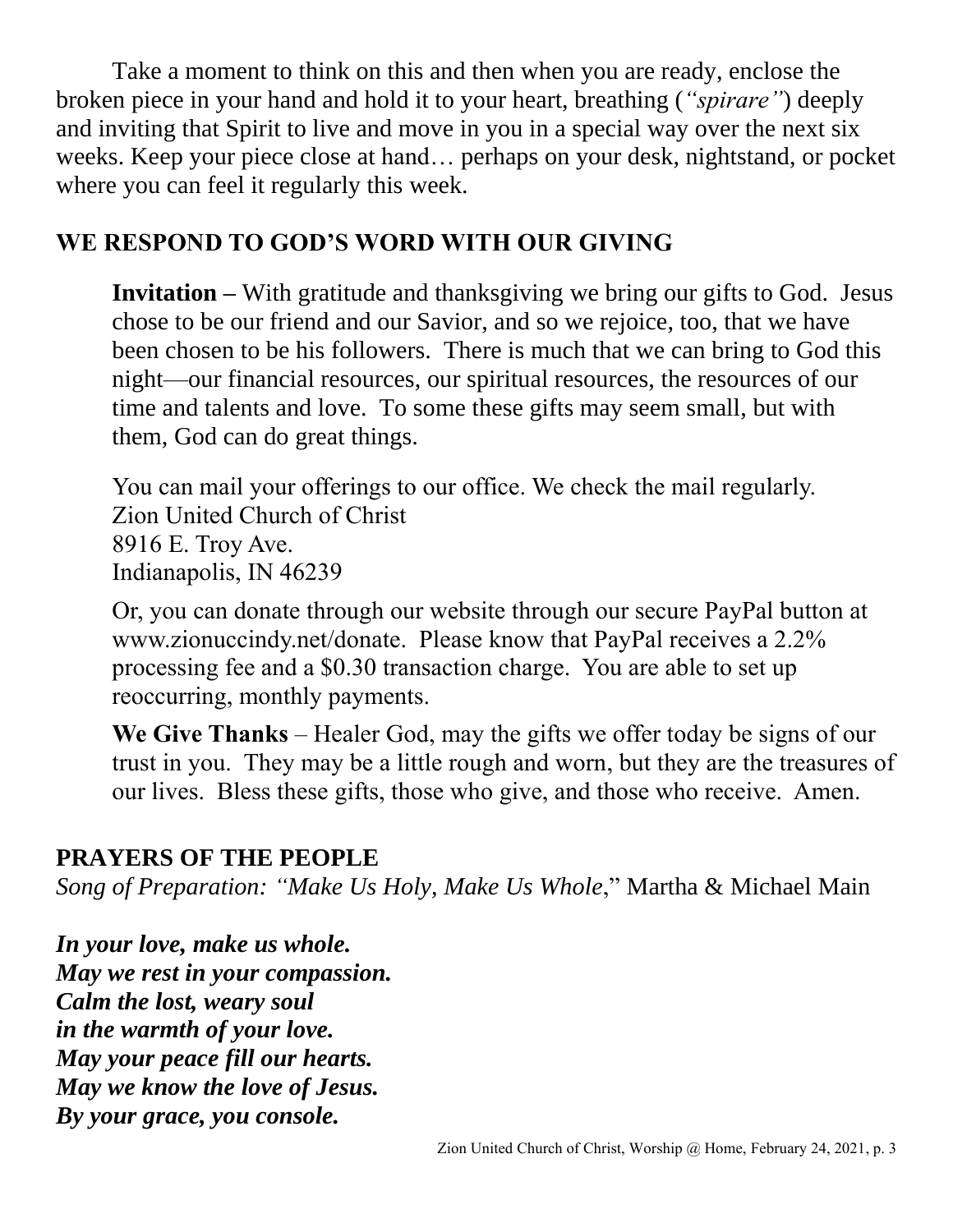Take a moment to think on this and then when you are ready, enclose the broken piece in your hand and hold it to your heart, breathing (*"spirare"*) deeply and inviting that Spirit to live and move in you in a special way over the next six weeks. Keep your piece close at hand… perhaps on your desk, nightstand, or pocket where you can feel it regularly this week.

## WE RESPOND TO GOD'S WORD WITH OUR GIVING

**Invitation –** With gratitude and thanksgiving we bring our gifts to God. Jesus chose to be our friend and our Savior, and so we rejoice, too, that we have been chosen to be his followers. There is much that we can bring to God this night—our financial resources, our spiritual resources, the resources of our time and talents and love. To some these gifts may seem small, but with them, God can do great things.

You can mail your offerings to our office. We check the mail regularly.
Zion United Church of Christ
8916 E. Troy Ave.
Indianapolis, IN 46239

Or, you can donate through our website through our secure PayPal button at www.zionuccindy.net/donate. Please know that PayPal receives a 2.2% processing fee and a $0.30 transaction charge. You are able to set up reoccurring, monthly payments.

**We Give Thanks** – Healer God, may the gifts we offer today be signs of our trust in you. They may be a little rough and worn, but they are the treasures of our lives. Bless these gifts, those who give, and those who receive. Amen.

## PRAYERS OF THE PEOPLE

*Song of Preparation: "Make Us Holy, Make Us Whole*," Martha & Michael Main

***In your love, make us whole.***
***May we rest in your compassion.***
***Calm the lost, weary soul***
***in the warmth of your love.***
***May your peace fill our hearts.***
***May we know the love of Jesus.***
***By your grace, you console.***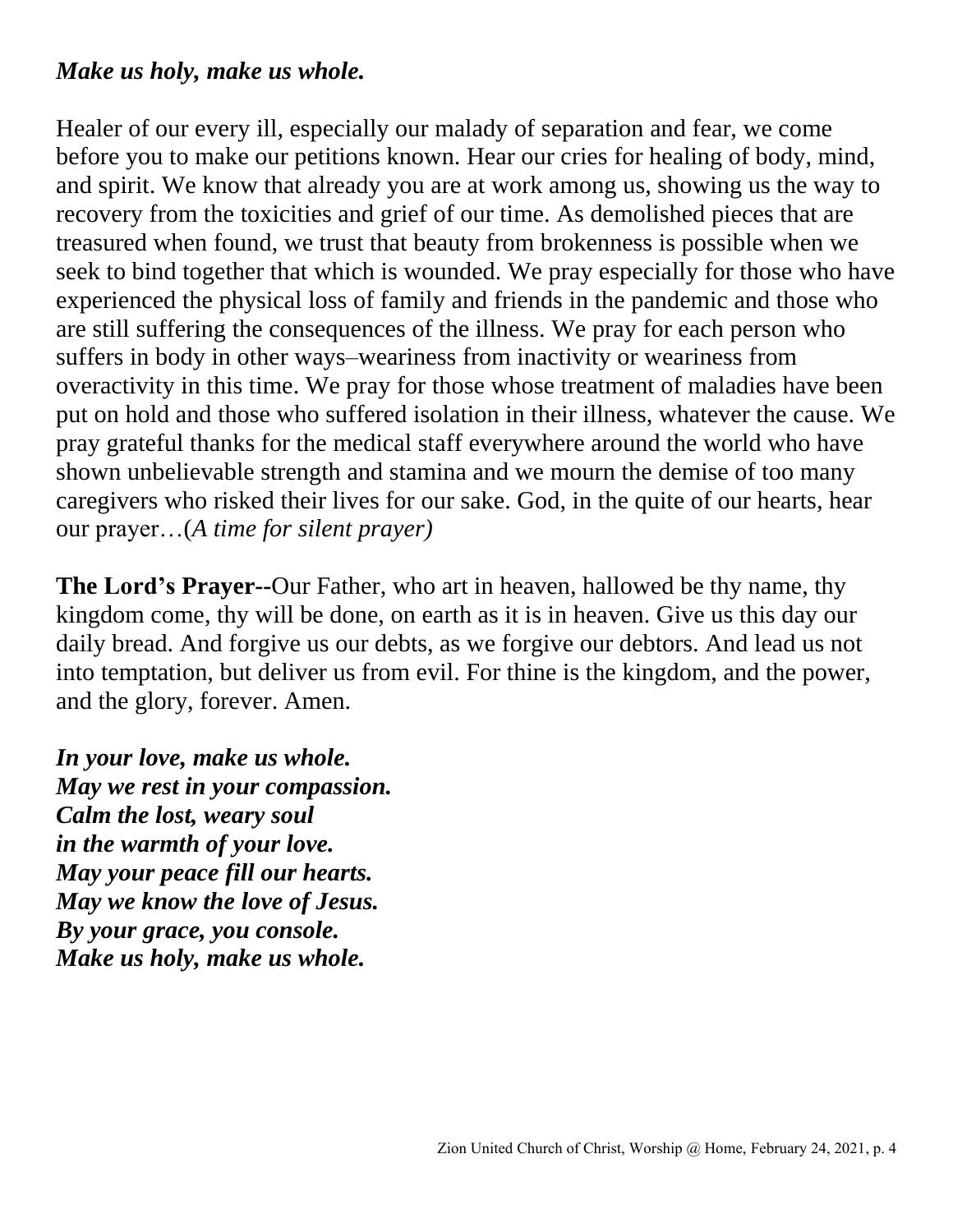***Make us holy, make us whole.***

Healer of our every ill, especially our malady of separation and fear, we come before you to make our petitions known. Hear our cries for healing of body, mind, and spirit. We know that already you are at work among us, showing us the way to recovery from the toxicities and grief of our time. As demolished pieces that are treasured when found, we trust that beauty from brokenness is possible when we seek to bind together that which is wounded. We pray especially for those who have experienced the physical loss of family and friends in the pandemic and those who are still suffering the consequences of the illness. We pray for each person who suffers in body in other ways–weariness from inactivity or weariness from overactivity in this time. We pray for those whose treatment of maladies have been put on hold and those who suffered isolation in their illness, whatever the cause. We pray grateful thanks for the medical staff everywhere around the world who have shown unbelievable strength and stamina and we mourn the demise of too many caregivers who risked their lives for our sake. God, in the quite of our hearts, hear our prayer…(*A time for silent prayer)*

**The Lord's Prayer--**Our Father, who art in heaven, hallowed be thy name, thy kingdom come, thy will be done, on earth as it is in heaven. Give us this day our daily bread. And forgive us our debts, as we forgive our debtors. And lead us not into temptation, but deliver us from evil. For thine is the kingdom, and the power, and the glory, forever. Amen.

***In your love, make us whole.***
***May we rest in your compassion.***
***Calm the lost, weary soul***
***in the warmth of your love.***
***May your peace fill our hearts.***
***May we know the love of Jesus.***
***By your grace, you console.***
***Make us holy, make us whole.***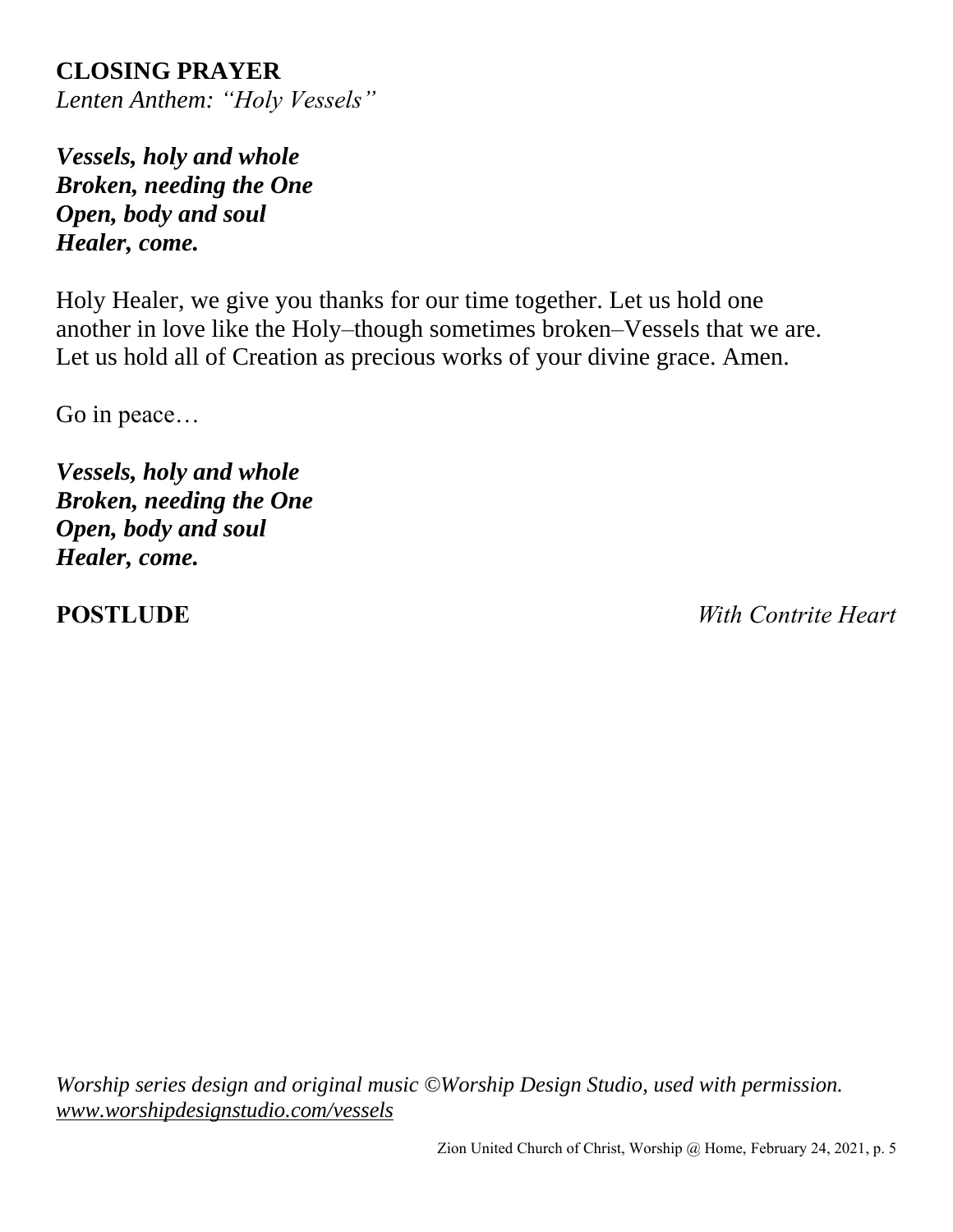**CLOSING PRAYER**

*Lenten Anthem: "Holy Vessels"*

***Vessels, holy and whole***
***Broken, needing the One***
***Open, body and soul***
***Healer, come.***

Holy Healer, we give you thanks for our time together. Let us hold one another in love like the Holy–though sometimes broken–Vessels that we are. Let us hold all of Creation as precious works of your divine grace. Amen.

Go in peace…

***Vessels, holy and whole***
***Broken, needing the One***
***Open, body and soul***
***Healer, come.***

**POSTLUDE** *With Contrite Heart*

*Worship series design and original music ©Worship Design Studio, used with permission.*
*www.worshipdesignstudio.com/vessels*